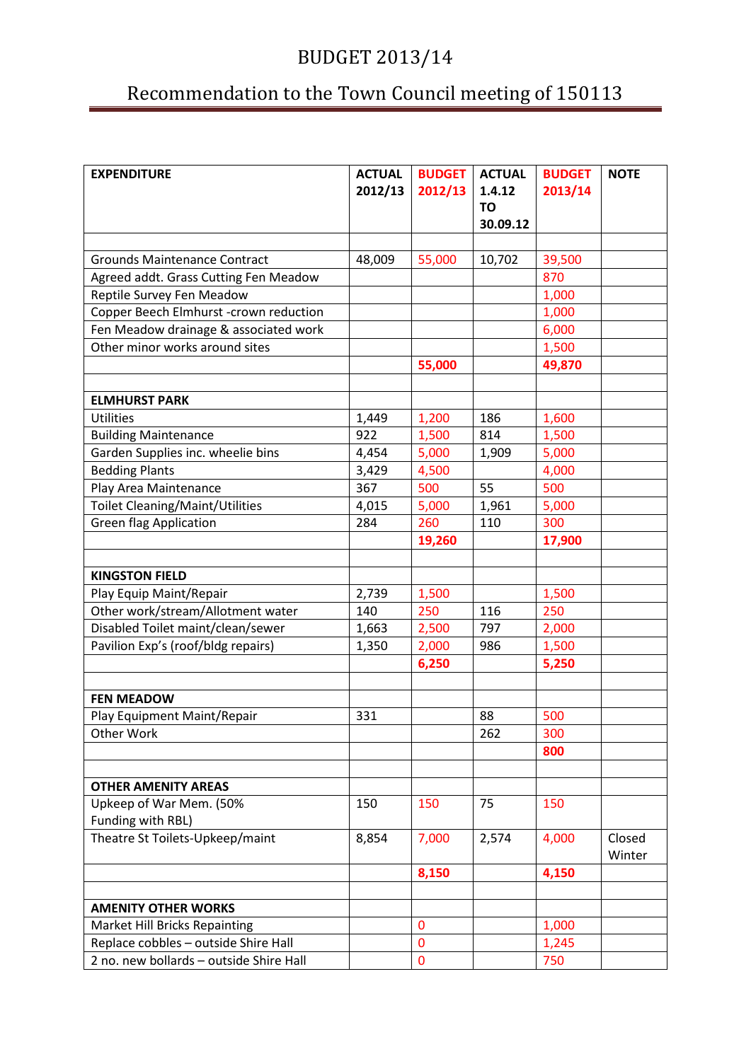# BUDGET 2013/14

## Recommendation to the Town Council meeting of 150113

| EXPENDITURE | ACTUAL 2012/13 | BUDGET 2012/13 | ACTUAL 1.4.12 TO 30.09.12 | BUDGET 2013/14 | NOTE |
|---|---|---|---|---|---|
| | | | | | |
| Grounds Maintenance Contract | 48,009 | 55,000 | 10,702 | 39,500 | |
| Agreed addt. Grass Cutting Fen Meadow | | | | 870 | |
| Reptile Survey Fen Meadow | | | | 1,000 | |
| Copper Beech Elmhurst -crown reduction | | | | 1,000 | |
| Fen Meadow drainage & associated work | | | | 6,000 | |
| Other minor works around sites | | | | 1,500 | |
| | | **55,000** | | **49,870** | |
| | | | | | |
| **ELMHURST PARK** | | | | | |
| Utilities | 1,449 | 1,200 | 186 | 1,600 | |
| Building Maintenance | 922 | 1,500 | 814 | 1,500 | |
| Garden Supplies inc. wheelie bins | 4,454 | 5,000 | 1,909 | 5,000 | |
| Bedding Plants | 3,429 | 4,500 | | 4,000 | |
| Play Area Maintenance | 367 | 500 | 55 | 500 | |
| Toilet Cleaning/Maint/Utilities | 4,015 | 5,000 | 1,961 | 5,000 | |
| Green flag Application | 284 | 260 | 110 | 300 | |
| | | **19,260** | | **17,900** | |
| | | | | | |
| **KINGSTON FIELD** | | | | | |
| Play Equip Maint/Repair | 2,739 | 1,500 | | 1,500 | |
| Other work/stream/Allotment water | 140 | 250 | 116 | 250 | |
| Disabled Toilet maint/clean/sewer | 1,663 | 2,500 | 797 | 2,000 | |
| Pavilion Exp's (roof/bldg repairs) | 1,350 | 2,000 | 986 | 1,500 | |
| | | **6,250** | | **5,250** | |
| | | | | | |
| **FEN MEADOW** | | | | | |
| Play Equipment Maint/Repair | 331 | | 88 | 500 | |
| Other Work | | | 262 | 300 | |
| | | | | **800** | |
| | | | | | |
| **OTHER AMENITY AREAS** | | | | | |
| Upkeep of War Mem. (50% Funding with RBL) | 150 | 150 | 75 | 150 | |
| Theatre St Toilets-Upkeep/maint | 8,854 | 7,000 | 2,574 | 4,000 | Closed Winter |
| | | **8,150** | | **4,150** | |
| | | | | | |
| **AMENITY OTHER WORKS** | | | | | |
| Market Hill Bricks Repainting | | 0 | | 1,000 | |
| Replace cobbles – outside Shire Hall | | 0 | | 1,245 | |
| 2 no. new bollards – outside Shire Hall | | 0 | | 750 | |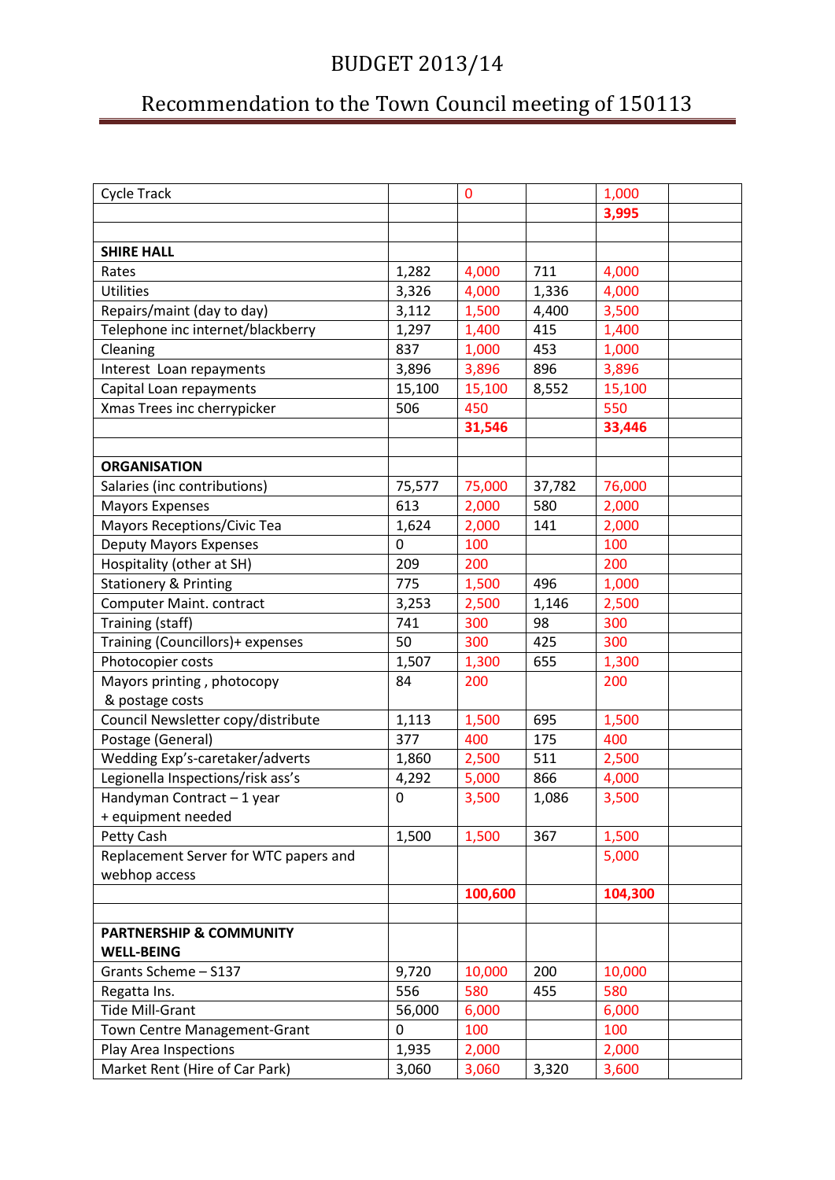# BUDGET 2013/14

## Recommendation to the Town Council meeting of 150113

| | | | | | |
|---|---|---|---|---|---|
| Cycle Track | | 0 | | 1,000 | |
| | | | | **3,995** | |
| | | | | | |
| **SHIRE HALL** | | | | | |
| Rates | 1,282 | 4,000 | 711 | 4,000 | |
| Utilities | 3,326 | 4,000 | 1,336 | 4,000 | |
| Repairs/maint (day to day) | 3,112 | 1,500 | 4,400 | 3,500 | |
| Telephone inc internet/blackberry | 1,297 | 1,400 | 415 | 1,400 | |
| Cleaning | 837 | 1,000 | 453 | 1,000 | |
| Interest Loan repayments | 3,896 | 3,896 | 896 | 3,896 | |
| Capital Loan repayments | 15,100 | 15,100 | 8,552 | 15,100 | |
| Xmas Trees inc cherrypicker | 506 | 450 | | 550 | |
| | | **31,546** | | **33,446** | |
| | | | | | |
| **ORGANISATION** | | | | | |
| Salaries (inc contributions) | 75,577 | 75,000 | 37,782 | 76,000 | |
| Mayors Expenses | 613 | 2,000 | 580 | 2,000 | |
| Mayors Receptions/Civic Tea | 1,624 | 2,000 | 141 | 2,000 | |
| Deputy Mayors Expenses | 0 | 100 | | 100 | |
| Hospitality (other at SH) | 209 | 200 | | 200 | |
| Stationery & Printing | 775 | 1,500 | 496 | 1,000 | |
| Computer Maint. contract | 3,253 | 2,500 | 1,146 | 2,500 | |
| Training (staff) | 741 | 300 | 98 | 300 | |
| Training (Councillors)+ expenses | 50 | 300 | 425 | 300 | |
| Photocopier costs | 1,507 | 1,300 | 655 | 1,300 | |
| Mayors printing , photocopy & postage costs | 84 | 200 | | 200 | |
| Council Newsletter copy/distribute | 1,113 | 1,500 | 695 | 1,500 | |
| Postage (General) | 377 | 400 | 175 | 400 | |
| Wedding Exp's-caretaker/adverts | 1,860 | 2,500 | 511 | 2,500 | |
| Legionella Inspections/risk ass's | 4,292 | 5,000 | 866 | 4,000 | |
| Handyman Contract – 1 year + equipment needed | 0 | 3,500 | 1,086 | 3,500 | |
| Petty Cash | 1,500 | 1,500 | 367 | 1,500 | |
| Replacement Server for WTC papers and webhop access | | | | 5,000 | |
| | | **100,600** | | **104,300** | |
| | | | | | |
| **PARTNERSHIP & COMMUNITY WELL-BEING** | | | | | |
| Grants Scheme – S137 | 9,720 | 10,000 | 200 | 10,000 | |
| Regatta Ins. | 556 | 580 | 455 | 580 | |
| Tide Mill-Grant | 56,000 | 6,000 | | 6,000 | |
| Town Centre Management-Grant | 0 | 100 | | 100 | |
| Play Area Inspections | 1,935 | 2,000 | | 2,000 | |
| Market Rent (Hire of Car Park) | 3,060 | 3,060 | 3,320 | 3,600 | |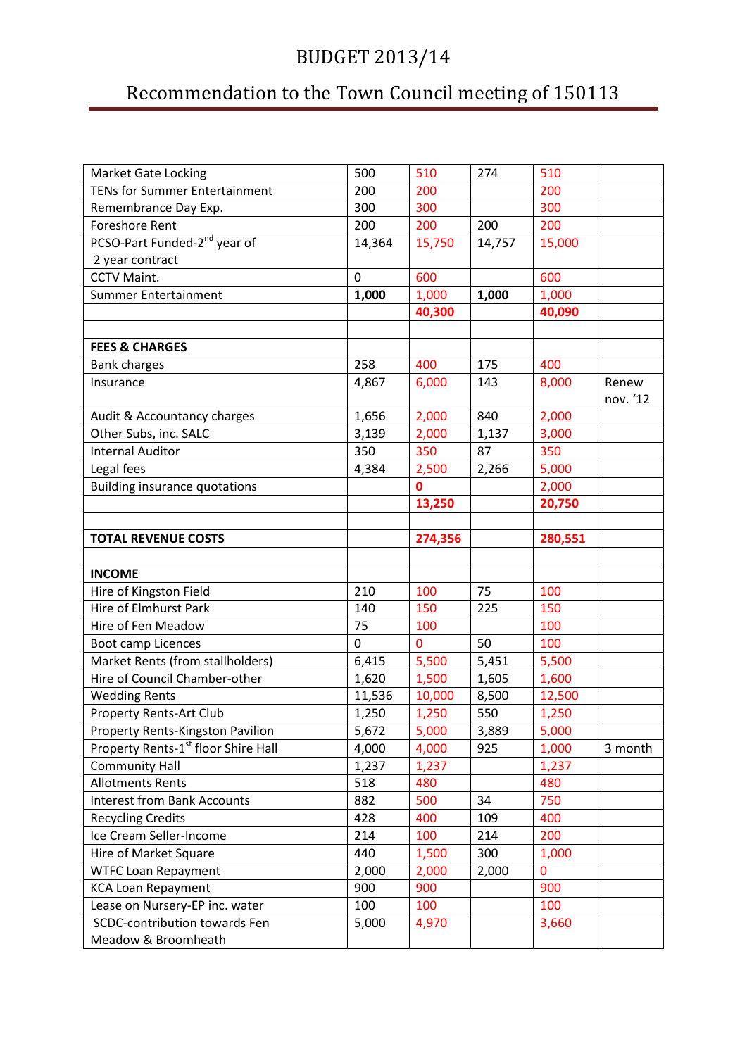# BUDGET 2013/14

## Recommendation to the Town Council meeting of 150113

| | | | | | |
|---|---|---|---|---|---|
| Market Gate Locking | 500 | 510 | 274 | 510 | |
| TENs for Summer Entertainment | 200 | 200 | | 200 | |
| Remembrance Day Exp. | 300 | 300 | | 300 | |
| Foreshore Rent | 200 | 200 | 200 | 200 | |
| PCSO-Part Funded-2nd year of 2 year contract | 14,364 | 15,750 | 14,757 | 15,000 | |
| CCTV Maint. | 0 | 600 | | 600 | |
| Summer Entertainment | **1,000** | 1,000 | **1,000** | 1,000 | |
| | | **40,300** | | **40,090** | |
| | | | | | |
| **FEES & CHARGES** | | | | | |
| Bank charges | 258 | 400 | 175 | 400 | |
| Insurance | 4,867 | 6,000 | 143 | 8,000 | Renew nov. '12 |
| Audit & Accountancy charges | 1,656 | 2,000 | 840 | 2,000 | |
| Other Subs, inc. SALC | 3,139 | 2,000 | 1,137 | 3,000 | |
| Internal Auditor | 350 | 350 | 87 | 350 | |
| Legal fees | 4,384 | 2,500 | 2,266 | 5,000 | |
| Building insurance quotations | | **0** | | 2,000 | |
| | | **13,250** | | **20,750** | |
| | | | | | |
| **TOTAL REVENUE COSTS** | | **274,356** | | **280,551** | |
| | | | | | |
| **INCOME** | | | | | |
| Hire of Kingston Field | 210 | 100 | 75 | 100 | |
| Hire of Elmhurst Park | 140 | 150 | 225 | 150 | |
| Hire of Fen Meadow | 75 | 100 | | 100 | |
| Boot camp Licences | 0 | 0 | 50 | 100 | |
| Market Rents (from stallholders) | 6,415 | 5,500 | 5,451 | 5,500 | |
| Hire of Council Chamber-other | 1,620 | 1,500 | 1,605 | 1,600 | |
| Wedding Rents | 11,536 | 10,000 | 8,500 | 12,500 | |
| Property Rents-Art Club | 1,250 | 1,250 | 550 | 1,250 | |
| Property Rents-Kingston Pavilion | 5,672 | 5,000 | 3,889 | 5,000 | |
| Property Rents-1st floor Shire Hall | 4,000 | 4,000 | 925 | 1,000 | 3 month |
| Community Hall | 1,237 | 1,237 | | 1,237 | |
| Allotments Rents | 518 | 480 | | 480 | |
| Interest from Bank Accounts | 882 | 500 | 34 | 750 | |
| Recycling Credits | 428 | 400 | 109 | 400 | |
| Ice Cream Seller-Income | 214 | 100 | 214 | 200 | |
| Hire of Market Square | 440 | 1,500 | 300 | 1,000 | |
| WTFC Loan Repayment | 2,000 | 2,000 | 2,000 | 0 | |
| KCA Loan Repayment | 900 | 900 | | 900 | |
| Lease on Nursery-EP inc. water | 100 | 100 | | 100 | |
| SCDC-contribution towards Fen Meadow & Broomheath | 5,000 | 4,970 | | 3,660 | |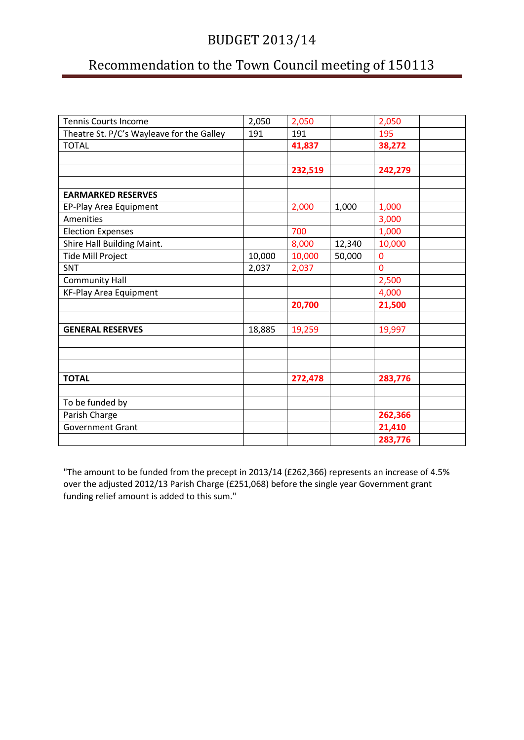# BUDGET 2013/14

## Recommendation to the Town Council meeting of 150113

| | | | | | |
|---|---|---|---|---|---|
| Tennis Courts Income | 2,050 | 2,050 | | 2,050 | |
| Theatre St. P/C's Wayleave for the Galley | 191 | 191 | | 195 | |
| TOTAL | | **41,837** | | **38,272** | |
| | | | | | |
| | | **232,519** | | **242,279** | |
| | | | | | |
| **EARMARKED RESERVES** | | | | | |
| EP-Play Area Equipment | | 2,000 | 1,000 | 1,000 | |
| Amenities | | | | 3,000 | |
| Election Expenses | | 700 | | 1,000 | |
| Shire Hall Building Maint. | | 8,000 | 12,340 | 10,000 | |
| Tide Mill Project | 10,000 | 10,000 | 50,000 | 0 | |
| SNT | 2,037 | 2,037 | | 0 | |
| Community Hall | | | | 2,500 | |
| KF-Play Area Equipment | | | | 4,000 | |
| | | **20,700** | | **21,500** | |
| | | | | | |
| **GENERAL RESERVES** | 18,885 | 19,259 | | 19,997 | |
| | | | | | |
| | | | | | |
| | | | | | |
| **TOTAL** | | **272,478** | | **283,776** | |
| | | | | | |
| To be funded by | | | | | |
| Parish Charge | | | | **262,366** | |
| Government Grant | | | | **21,410** | |
| | | | | **283,776** | |

"The amount to be funded from the precept in 2013/14 (£262,366) represents an increase of 4.5% over the adjusted 2012/13 Parish Charge (£251,068) before the single year Government grant funding relief amount is added to this sum."